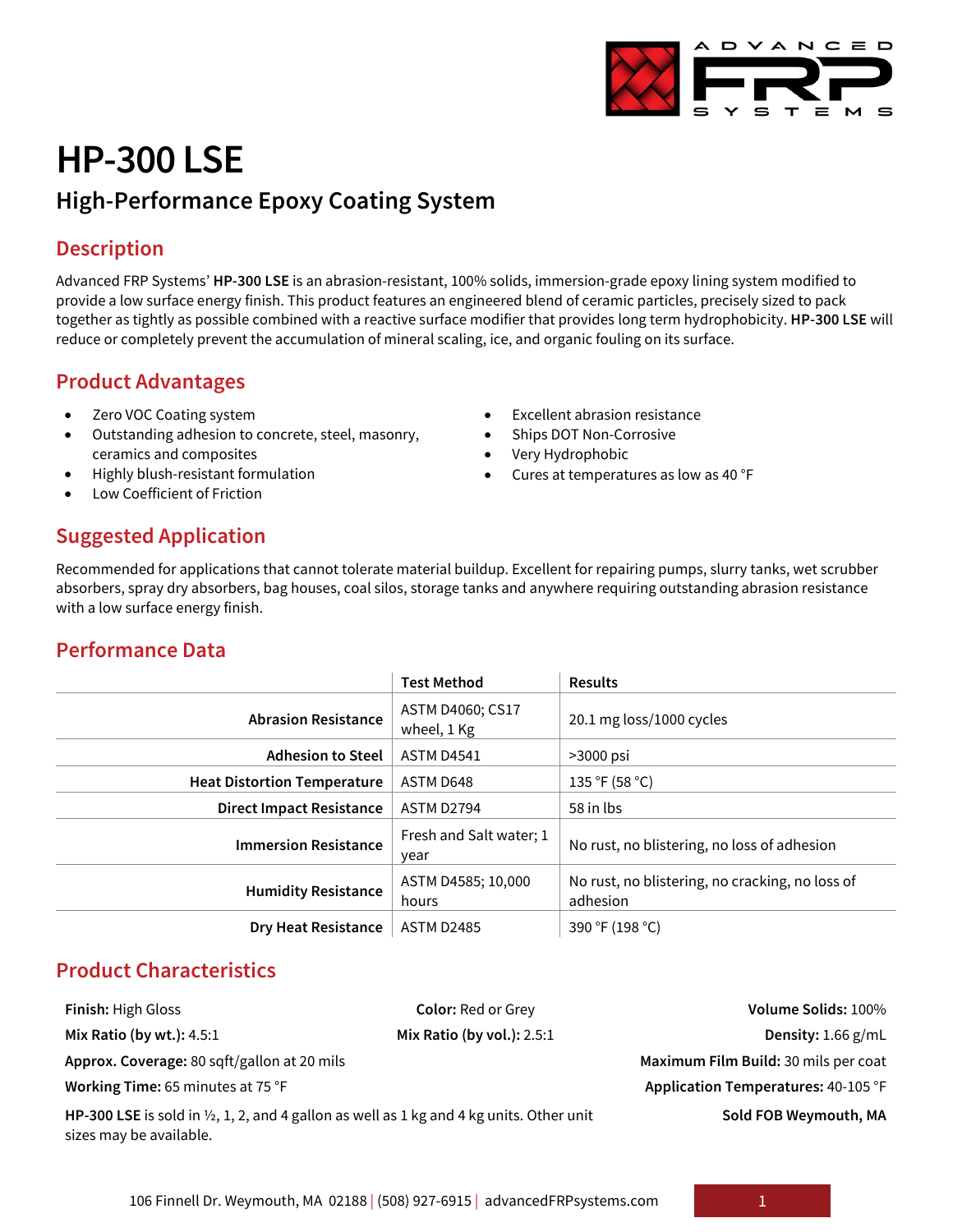# HP-300 LSE

## High-Performance Epoxy Coating System

## Description

Advanced FRP Systems' **HP-300 LSE** is an abrasion-resistant, 100% solids, immersion-grade epoxy lining system modified to provide a low surface energy finish. This product features an engineered blend of ceramic particles, precisely sized to pack together as tightly as possible combined with a reactive surface modifier that provides long term hydrophobicity. **HP-300 LSE** will reduce or completely prevent the accumulation of mineral scaling, ice, and organic fouling on its surface.

## Product Advantages

- Zero VOC Coating system
- Outstanding adhesion to concrete, steel, masonry, ceramics and composites
- Highly blush-resistant formulation
- Low Coefficient of Friction
- Excellent abrasion resistance
- Ships DOT Non-Corrosive
- Very Hydrophobic
- Cures at temperatures as low as 40 °F

## Suggested Application

Recommended for applications that cannot tolerate material buildup. Excellent for repairing pumps, slurry tanks, wet scrubber absorbers, spray dry absorbers, bag houses, coal silos, storage tanks and anywhere requiring outstanding abrasion resistance with a low surface energy finish.

## Performance Data

| | Test Method | Results |
|---|---|---|
| **Abrasion Resistance** | ASTM D4060; CS17 wheel, 1 Kg | 20.1 mg loss/1000 cycles |
| **Adhesion to Steel** | ASTM D4541 | >3000 psi |
| **Heat Distortion Temperature** | ASTM D648 | 135 °F (58 °C) |
| **Direct Impact Resistance** | ASTM D2794 | 58 in lbs |
| **Immersion Resistance** | Fresh and Salt water; 1 year | No rust, no blistering, no loss of adhesion |
| **Humidity Resistance** | ASTM D4585; 10,000 hours | No rust, no blistering, no cracking, no loss of adhesion |
| **Dry Heat Resistance** | ASTM D2485 | 390 °F (198 °C) |

## Product Characteristics

**Finish:** High Gloss

**Color:** Red or Grey

**Volume Solids:** 100%

**Mix Ratio (by wt.):** 4.5:1

**Mix Ratio (by vol.):** 2.5:1

**Density:** 1.66 g/mL

**Approx. Coverage:** 80 sqft/gallon at 20 mils

**Maximum Film Build:** 30 mils per coat

**Working Time:** 65 minutes at 75 °F

**Application Temperatures:** 40-105 °F

**HP-300 LSE** is sold in ½, 1, 2, and 4 gallon as well as 1 kg and 4 kg units. Other unit sizes may be available.

**Sold FOB Weymouth, MA**

106 Finnell Dr. Weymouth, MA 02188 | (508) 927-6915 | advancedFRPsystems.com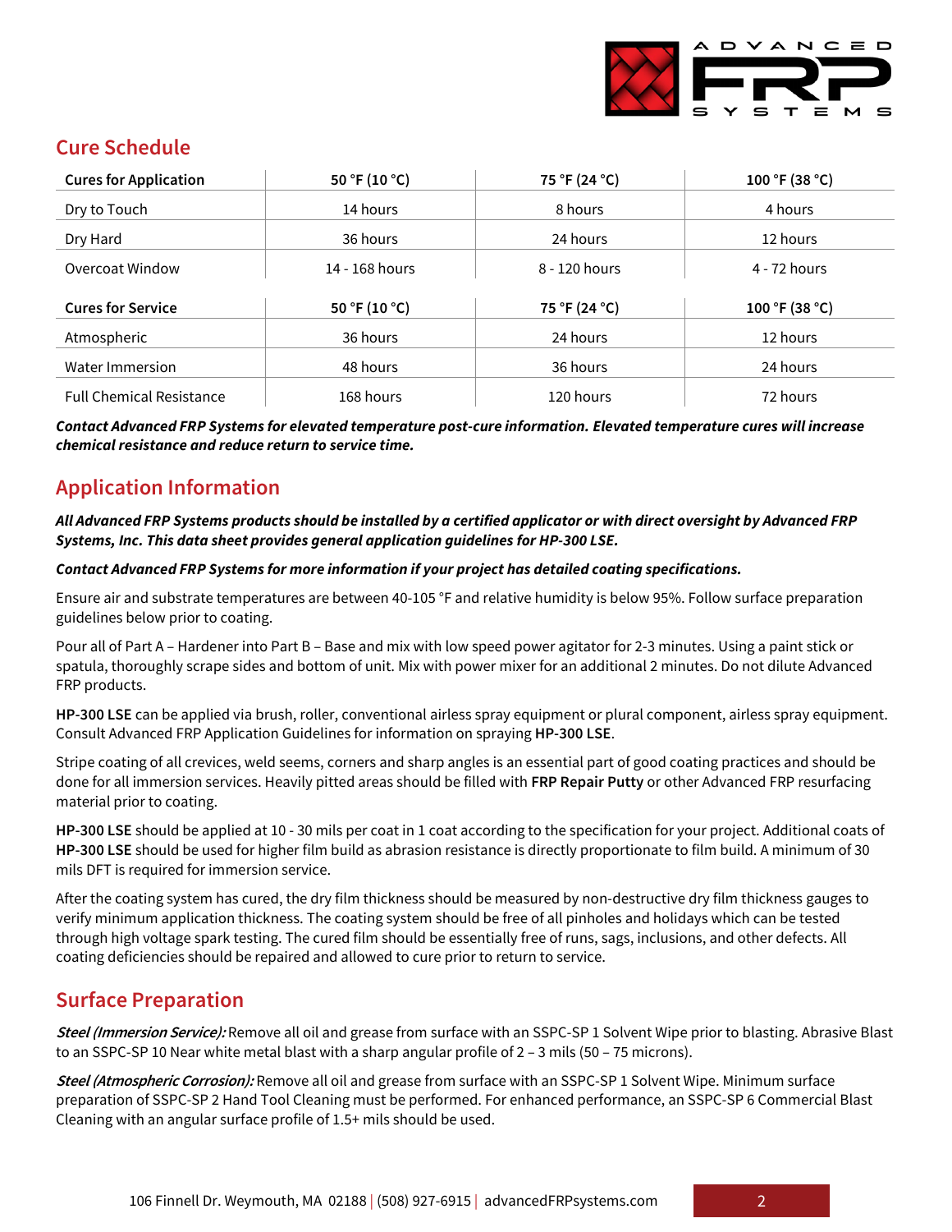## Cure Schedule

| Cures for Application | 50 °F (10 °C) | 75 °F (24 °C) | 100 °F (38 °C) |
|---|---|---|---|
| Dry to Touch | 14 hours | 8 hours | 4 hours |
| Dry Hard | 36 hours | 24 hours | 12 hours |
| Overcoat Window | 14 - 168 hours | 8 - 120 hours | 4 - 72 hours |
| **Cures for Service** | **50 °F (10 °C)** | **75 °F (24 °C)** | **100 °F (38 °C)** |
| Atmospheric | 36 hours | 24 hours | 12 hours |
| Water Immersion | 48 hours | 36 hours | 24 hours |
| Full Chemical Resistance | 168 hours | 120 hours | 72 hours |

***Contact Advanced FRP Systems for elevated temperature post-cure information. Elevated temperature cures will increase chemical resistance and reduce return to service time.***

## Application Information

***All Advanced FRP Systems products should be installed by a certified applicator or with direct oversight by Advanced FRP Systems, Inc. This data sheet provides general application guidelines for HP-300 LSE.***

***Contact Advanced FRP Systems for more information if your project has detailed coating specifications.***

Ensure air and substrate temperatures are between 40-105 °F and relative humidity is below 95%. Follow surface preparation guidelines below prior to coating.

Pour all of Part A – Hardener into Part B – Base and mix with low speed power agitator for 2-3 minutes. Using a paint stick or spatula, thoroughly scrape sides and bottom of unit. Mix with power mixer for an additional 2 minutes. Do not dilute Advanced FRP products.

**HP-300 LSE** can be applied via brush, roller, conventional airless spray equipment or plural component, airless spray equipment. Consult Advanced FRP Application Guidelines for information on spraying **HP-300 LSE**.

Stripe coating of all crevices, weld seems, corners and sharp angles is an essential part of good coating practices and should be done for all immersion services. Heavily pitted areas should be filled with **FRP Repair Putty** or other Advanced FRP resurfacing material prior to coating.

**HP-300 LSE** should be applied at 10 - 30 mils per coat in 1 coat according to the specification for your project. Additional coats of **HP-300 LSE** should be used for higher film build as abrasion resistance is directly proportionate to film build. A minimum of 30 mils DFT is required for immersion service.

After the coating system has cured, the dry film thickness should be measured by non-destructive dry film thickness gauges to verify minimum application thickness. The coating system should be free of all pinholes and holidays which can be tested through high voltage spark testing. The cured film should be essentially free of runs, sags, inclusions, and other defects. All coating deficiencies should be repaired and allowed to cure prior to return to service.

## Surface Preparation

***Steel (Immersion Service):*** Remove all oil and grease from surface with an SSPC-SP 1 Solvent Wipe prior to blasting. Abrasive Blast to an SSPC-SP 10 Near white metal blast with a sharp angular profile of 2 – 3 mils (50 – 75 microns).

***Steel (Atmospheric Corrosion):*** Remove all oil and grease from surface with an SSPC-SP 1 Solvent Wipe. Minimum surface preparation of SSPC-SP 2 Hand Tool Cleaning must be performed. For enhanced performance, an SSPC-SP 6 Commercial Blast Cleaning with an angular surface profile of 1.5+ mils should be used.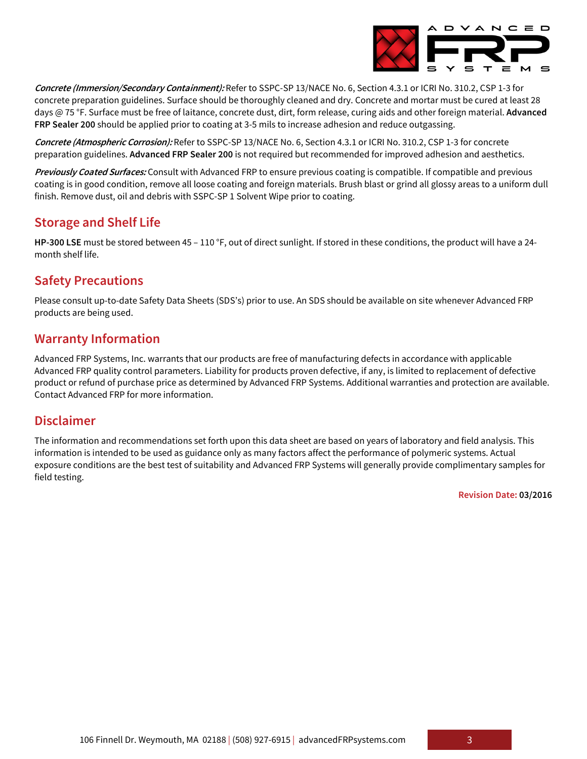***Concrete (Immersion/Secondary Containment):*** Refer to SSPC-SP 13/NACE No. 6, Section 4.3.1 or ICRI No. 310.2, CSP 1-3 for concrete preparation guidelines. Surface should be thoroughly cleaned and dry. Concrete and mortar must be cured at least 28 days @ 75 °F. Surface must be free of laitance, concrete dust, dirt, form release, curing aids and other foreign material. **Advanced FRP Sealer 200** should be applied prior to coating at 3-5 mils to increase adhesion and reduce outgassing.

***Concrete (Atmospheric Corrosion):*** Refer to SSPC-SP 13/NACE No. 6, Section 4.3.1 or ICRI No. 310.2, CSP 1-3 for concrete preparation guidelines. **Advanced FRP Sealer 200** is not required but recommended for improved adhesion and aesthetics.

***Previously Coated Surfaces:*** Consult with Advanced FRP to ensure previous coating is compatible. If compatible and previous coating is in good condition, remove all loose coating and foreign materials. Brush blast or grind all glossy areas to a uniform dull finish. Remove dust, oil and debris with SSPC-SP 1 Solvent Wipe prior to coating.

## Storage and Shelf Life

**HP-300 LSE** must be stored between 45 – 110 °F, out of direct sunlight. If stored in these conditions, the product will have a 24-month shelf life.

## Safety Precautions

Please consult up-to-date Safety Data Sheets (SDS's) prior to use. An SDS should be available on site whenever Advanced FRP products are being used.

## Warranty Information

Advanced FRP Systems, Inc. warrants that our products are free of manufacturing defects in accordance with applicable Advanced FRP quality control parameters. Liability for products proven defective, if any, is limited to replacement of defective product or refund of purchase price as determined by Advanced FRP Systems. Additional warranties and protection are available. Contact Advanced FRP for more information.

## Disclaimer

The information and recommendations set forth upon this data sheet are based on years of laboratory and field analysis. This information is intended to be used as guidance only as many factors affect the performance of polymeric systems. Actual exposure conditions are the best test of suitability and Advanced FRP Systems will generally provide complimentary samples for field testing.

**Revision Date: 03/2016**